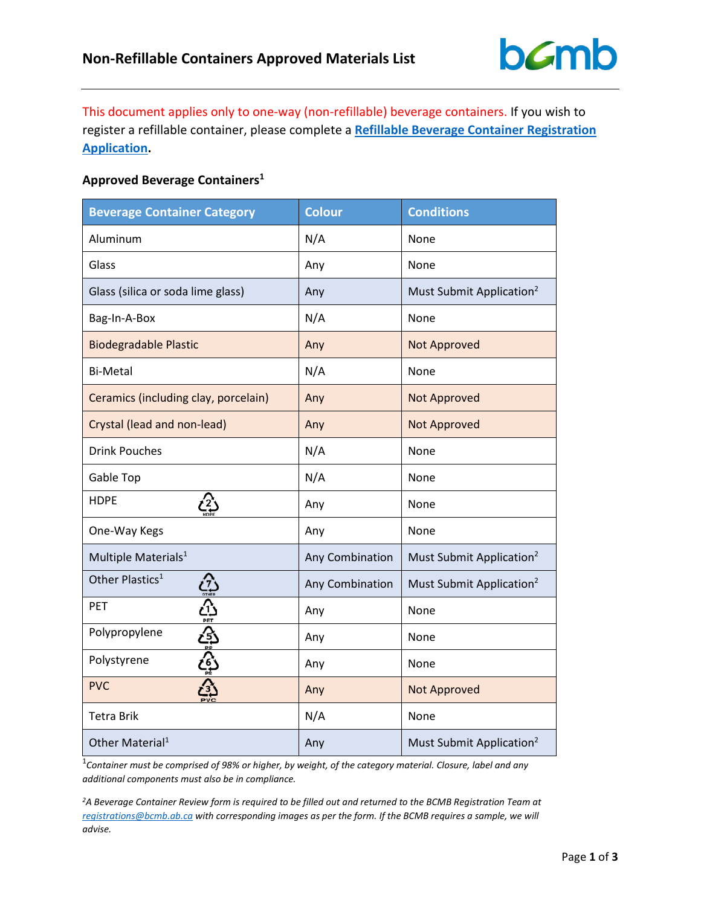# Non-Refillable Containers Approved Materials List

This document applies only to one-way (non-refillable) beverage containers. If you wish to register a refillable container, please complete a **Refillable Beverage Container Registration Application**.

### Approved Beverage Containers[1]

| Beverage Container Category | Colour | Conditions |
|---|---|---|
| Aluminum | N/A | None |
| Glass | Any | None |
| Glass (silica or soda lime glass) | Any | Must Submit Application[2] |
| Bag-In-A-Box | N/A | None |
| Biodegradable Plastic | Any | Not Approved |
| Bi-Metal | N/A | None |
| Ceramics (including clay, porcelain) | Any | Not Approved |
| Crystal (lead and non-lead) | Any | Not Approved |
| Drink Pouches | N/A | None |
| Gable Top | N/A | None |
| HDPE (2 HDPE) | Any | None |
| One-Way Kegs | Any | None |
| Multiple Materials[1] | Any Combination | Must Submit Application[2] |
| Other Plastics[1] (7 OTHER) | Any Combination | Must Submit Application[2] |
| PET (1 PET) | Any | None |
| Polypropylene (5 PP) | Any | None |
| Polystyrene (6 PS) | Any | None |
| PVC (3 PVC) | Any | Not Approved |
| Tetra Brik | N/A | None |
| Other Material[1] | Any | Must Submit Application[2] |

[1]*Container must be comprised of 98% or higher, by weight, of the category material. Closure, label and any additional components must also be in compliance.*

[2]*A Beverage Container Review form is required to be filled out and returned to the BCMB Registration Team at registrations@bcmb.ab.ca with corresponding images as per the form. If the BCMB requires a sample, we will advise.*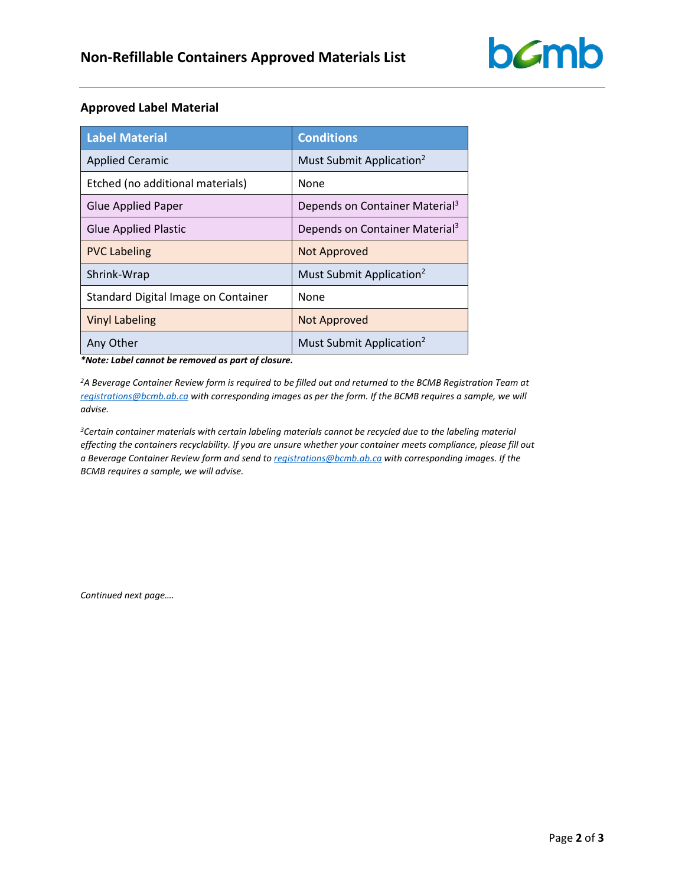## Approved Label Material

| Label Material | Conditions |
|---|---|
| Applied Ceramic | Must Submit Application[2] |
| Etched (no additional materials) | None |
| Glue Applied Paper | Depends on Container Material[3] |
| Glue Applied Plastic | Depends on Container Material[3] |
| PVC Labeling | Not Approved |
| Shrink-Wrap | Must Submit Application[2] |
| Standard Digital Image on Container | None |
| Vinyl Labeling | Not Approved |
| Any Other | Must Submit Application[2] |

***Note: Label cannot be removed as part of closure.**

*[2]A Beverage Container Review form is required to be filled out and returned to the BCMB Registration Team at [registrations@bcmb.ab.ca](mailto:registrations@bcmb.ab.ca) with corresponding images as per the form. If the BCMB requires a sample, we will advise.*

*[3]Certain container materials with certain labeling materials cannot be recycled due to the labeling material effecting the containers recyclability. If you are unsure whether your container meets compliance, please fill out a Beverage Container Review form and send to [registrations@bcmb.ab.ca](mailto:registrations@bcmb.ab.ca) with corresponding images. If the BCMB requires a sample, we will advise.*

*Continued next page….*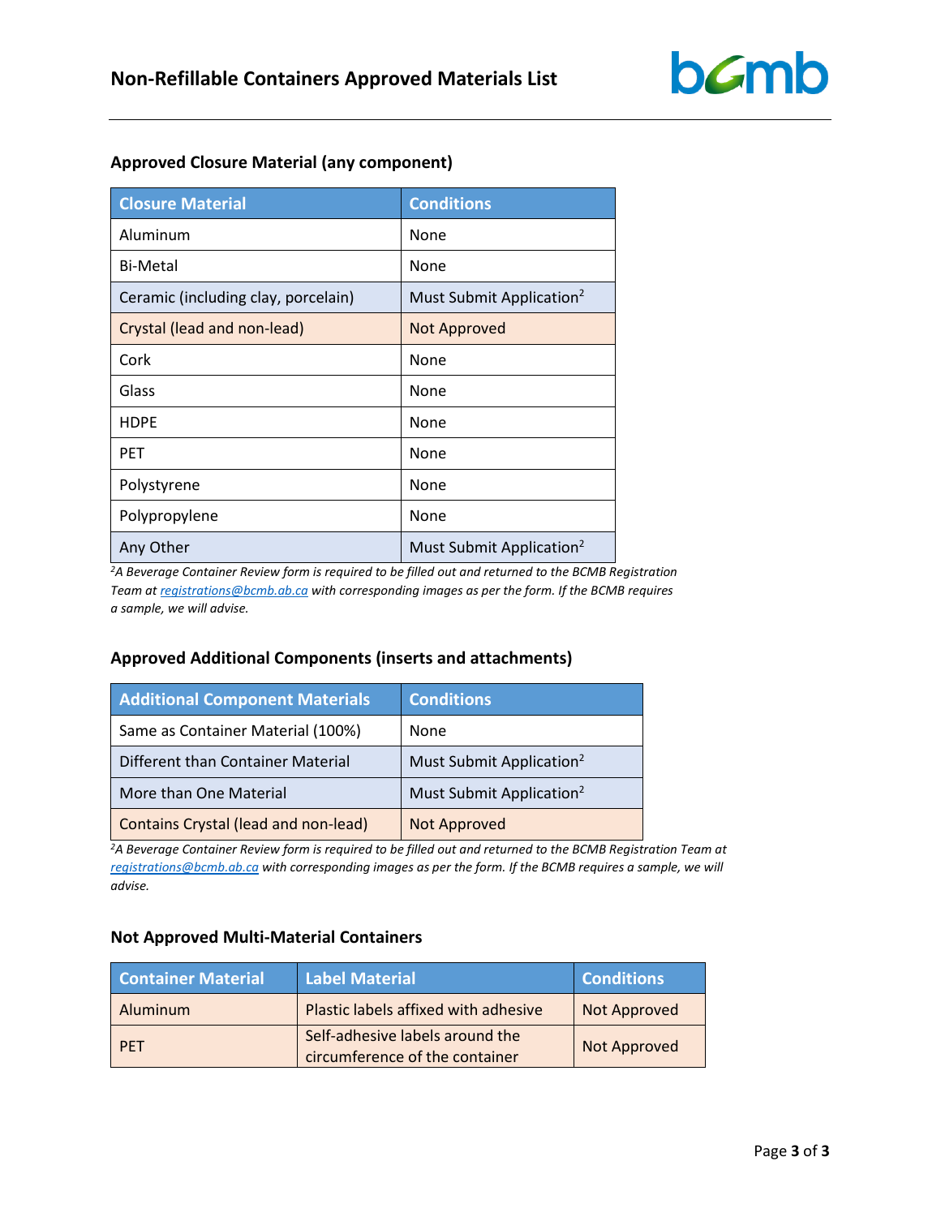## Approved Closure Material (any component)

| Closure Material | Conditions |
| --- | --- |
| Aluminum | None |
| Bi-Metal | None |
| Ceramic (including clay, porcelain) | Must Submit Application[2] |
| Crystal (lead and non-lead) | Not Approved |
| Cork | None |
| Glass | None |
| HDPE | None |
| PET | None |
| Polystyrene | None |
| Polypropylene | None |
| Any Other | Must Submit Application[2] |

*[2]A Beverage Container Review form is required to be filled out and returned to the BCMB Registration Team at registrations@bcmb.ab.ca with corresponding images as per the form. If the BCMB requires a sample, we will advise.*

## Approved Additional Components (inserts and attachments)

| Additional Component Materials | Conditions |
| --- | --- |
| Same as Container Material (100%) | None |
| Different than Container Material | Must Submit Application[2] |
| More than One Material | Must Submit Application[2] |
| Contains Crystal (lead and non-lead) | Not Approved |

*[2]A Beverage Container Review form is required to be filled out and returned to the BCMB Registration Team at registrations@bcmb.ab.ca with corresponding images as per the form. If the BCMB requires a sample, we will advise.*

## Not Approved Multi-Material Containers

| Container Material | Label Material | Conditions |
| --- | --- | --- |
| Aluminum | Plastic labels affixed with adhesive | Not Approved |
| PET | Self-adhesive labels around the circumference of the container | Not Approved |